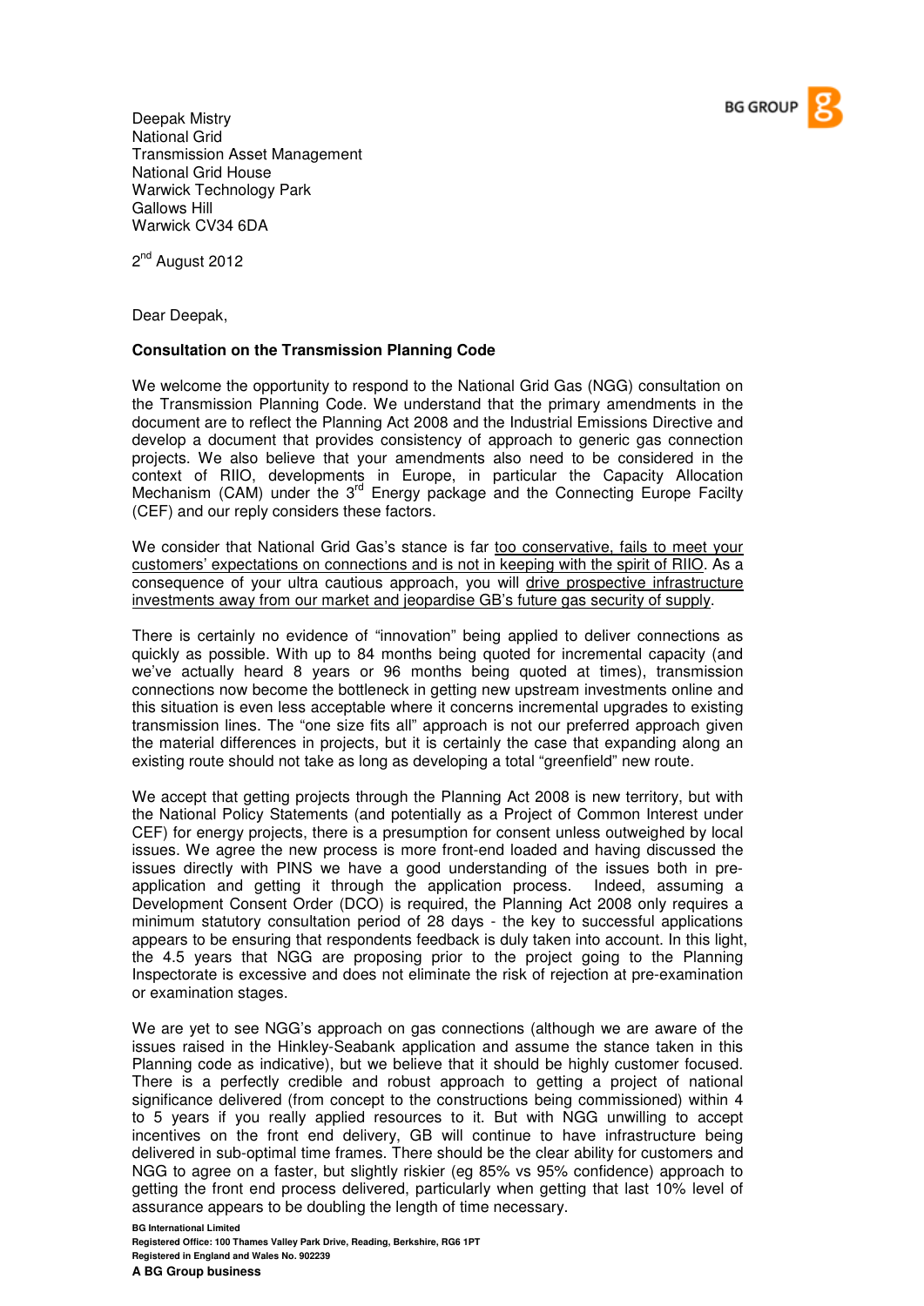BG GROUP

Deepak Mistry
National Grid
Transmission Asset Management
National Grid House
Warwick Technology Park
Gallows Hill
Warwick CV34 6DA

2nd August 2012

Dear Deepak,

**Consultation on the Transmission Planning Code**

We welcome the opportunity to respond to the National Grid Gas (NGG) consultation on the Transmission Planning Code. We understand that the primary amendments in the document are to reflect the Planning Act 2008 and the Industrial Emissions Directive and develop a document that provides consistency of approach to generic gas connection projects. We also believe that your amendments also need to be considered in the context of RIIO, developments in Europe, in particular the Capacity Allocation Mechanism (CAM) under the 3rd Energy package and the Connecting Europe Facilty (CEF) and our reply considers these factors.

We consider that National Grid Gas's stance is far too conservative, fails to meet your customers' expectations on connections and is not in keeping with the spirit of RIIO. As a consequence of your ultra cautious approach, you will drive prospective infrastructure investments away from our market and jeopardise GB's future gas security of supply.

There is certainly no evidence of "innovation" being applied to deliver connections as quickly as possible. With up to 84 months being quoted for incremental capacity (and we've actually heard 8 years or 96 months being quoted at times), transmission connections now become the bottleneck in getting new upstream investments online and this situation is even less acceptable where it concerns incremental upgrades to existing transmission lines. The "one size fits all" approach is not our preferred approach given the material differences in projects, but it is certainly the case that expanding along an existing route should not take as long as developing a total "greenfield" new route.

We accept that getting projects through the Planning Act 2008 is new territory, but with the National Policy Statements (and potentially as a Project of Common Interest under CEF) for energy projects, there is a presumption for consent unless outweighed by local issues. We agree the new process is more front-end loaded and having discussed the issues directly with PINS we have a good understanding of the issues both in pre-application and getting it through the application process. Indeed, assuming a Development Consent Order (DCO) is required, the Planning Act 2008 only requires a minimum statutory consultation period of 28 days - the key to successful applications appears to be ensuring that respondents feedback is duly taken into account. In this light, the 4.5 years that NGG are proposing prior to the project going to the Planning Inspectorate is excessive and does not eliminate the risk of rejection at pre-examination or examination stages.

We are yet to see NGG's approach on gas connections (although we are aware of the issues raised in the Hinkley-Seabank application and assume the stance taken in this Planning code as indicative), but we believe that it should be highly customer focused. There is a perfectly credible and robust approach to getting a project of national significance delivered (from concept to the constructions being commissioned) within 4 to 5 years if you really applied resources to it. But with NGG unwilling to accept incentives on the front end delivery, GB will continue to have infrastructure being delivered in sub-optimal time frames. There should be the clear ability for customers and NGG to agree on a faster, but slightly riskier (eg 85% vs 95% confidence) approach to getting the front end process delivered, particularly when getting that last 10% level of assurance appears to be doubling the length of time necessary.

**BG International Limited**
**Registered Office: 100 Thames Valley Park Drive, Reading, Berkshire, RG6 1PT**
**Registered in England and Wales No. 902239**
**A BG Group business**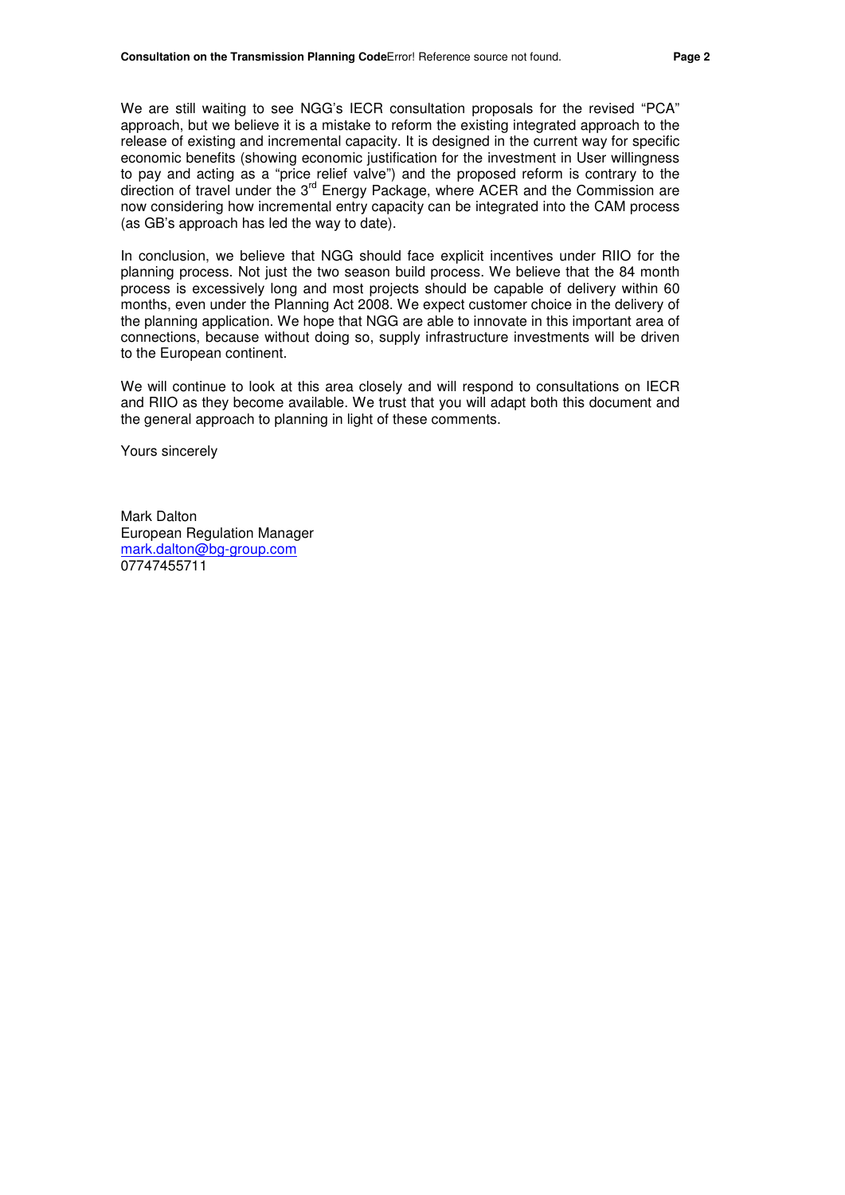We are still waiting to see NGG's IECR consultation proposals for the revised "PCA" approach, but we believe it is a mistake to reform the existing integrated approach to the release of existing and incremental capacity. It is designed in the current way for specific economic benefits (showing economic justification for the investment in User willingness to pay and acting as a "price relief valve") and the proposed reform is contrary to the direction of travel under the 3rd Energy Package, where ACER and the Commission are now considering how incremental entry capacity can be integrated into the CAM process (as GB's approach has led the way to date).

In conclusion, we believe that NGG should face explicit incentives under RIIO for the planning process. Not just the two season build process. We believe that the 84 month process is excessively long and most projects should be capable of delivery within 60 months, even under the Planning Act 2008. We expect customer choice in the delivery of the planning application. We hope that NGG are able to innovate in this important area of connections, because without doing so, supply infrastructure investments will be driven to the European continent.

We will continue to look at this area closely and will respond to consultations on IECR and RIIO as they become available. We trust that you will adapt both this document and the general approach to planning in light of these comments.

Yours sincerely

Mark Dalton
European Regulation Manager
mark.dalton@bg-group.com
07747455711